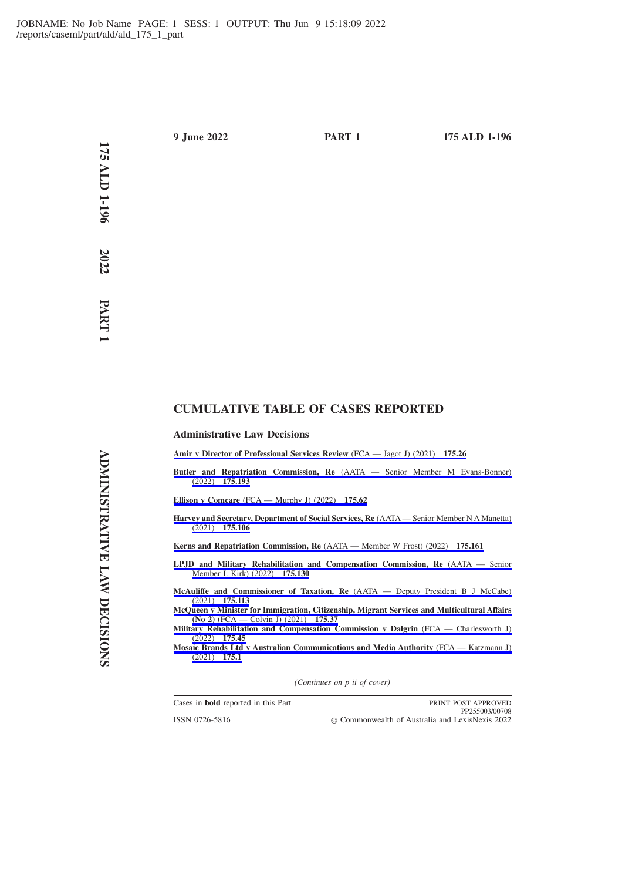**9 June 2022** **PART 1** **175 ALD 1-196**

## CUMULATIVE TABLE OF CASES REPORTED

### Administrative Law Decisions

**Amir v Director of Professional Services Review** (FCA — Jagot J) (2021) **175.26**

**Butler and Repatriation Commission, Re** (AATA — Senior Member M Evans-Bonner) (2022) **175.193**

**Ellison v Comcare** (FCA — Murphy J) (2022) **175.62**

**Harvey and Secretary, Department of Social Services, Re** (AATA — Senior Member N A Manetta) (2021) **175.106**

**Kerns and Repatriation Commission, Re** (AATA — Member W Frost) (2022) **175.161**

**LPJD and Military Rehabilitation and Compensation Commission, Re** (AATA — Senior Member L Kirk) (2022) **175.130**

**McAuliffe and Commissioner of Taxation, Re** (AATA — Deputy President B J McCabe) (2021) **175.113**

**McQueen v Minister for Immigration, Citizenship, Migrant Services and Multicultural Affairs (No 2)** (FCA — Colvin J) (2021) **175.37**

**Military Rehabilitation and Compensation Commission v Dalgrin** (FCA — Charlesworth J) (2022) **175.45**

**Mosaic Brands Ltd v Australian Communications and Media Authority** (FCA — Katzmann J) (2021) **175.1**

*(Continues on p ii of cover)*

Cases in **bold** reported in this Part

PRINT POST APPROVED
PP255003/00708

ISSN 0726-5816

© Commonwealth of Australia and LexisNexis 2022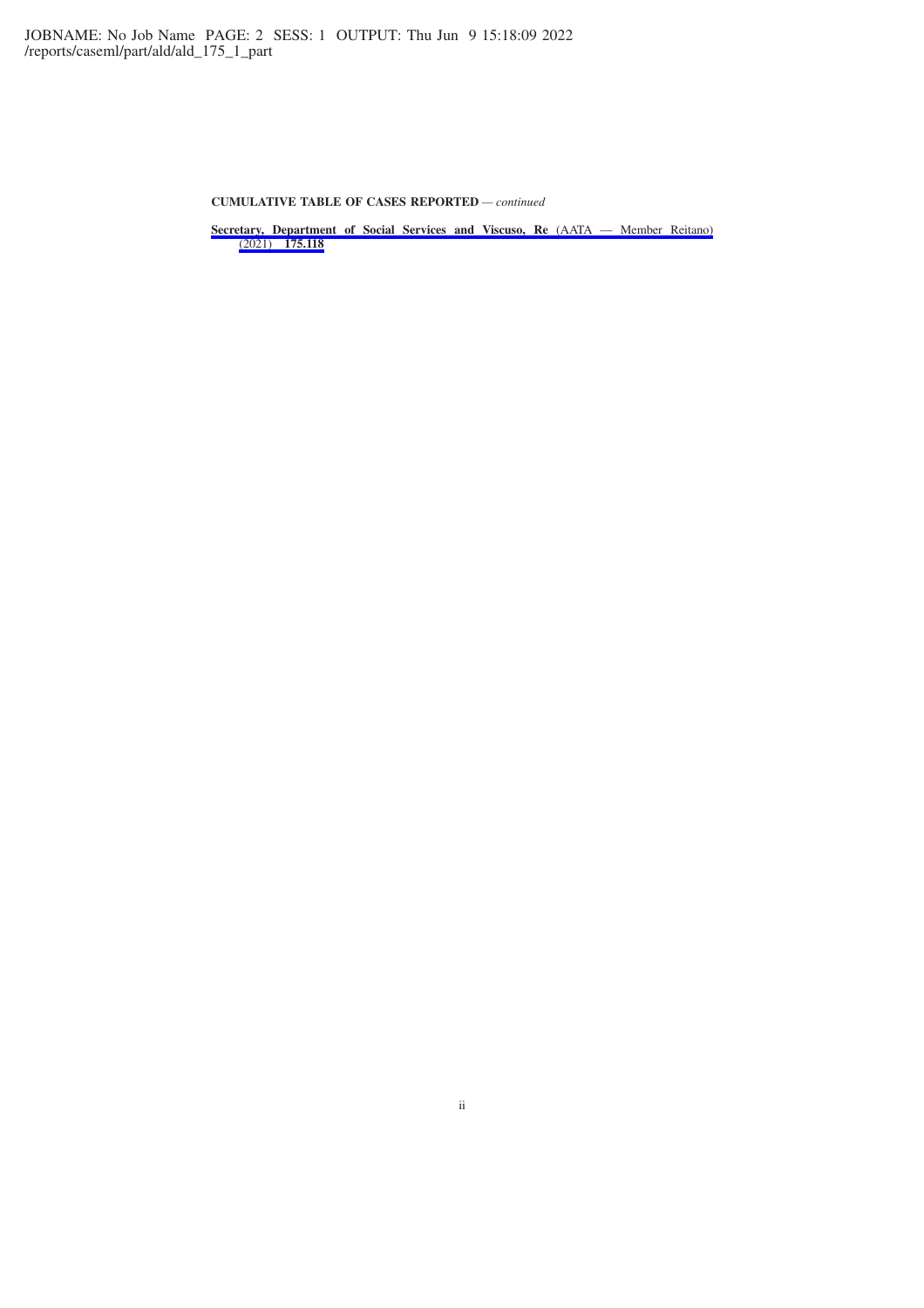**CUMULATIVE TABLE OF CASES REPORTED** — *continued*

**Secretary, Department of Social Services and Viscuso, Re** (AATA — Member Reitano) (2021) **175.118**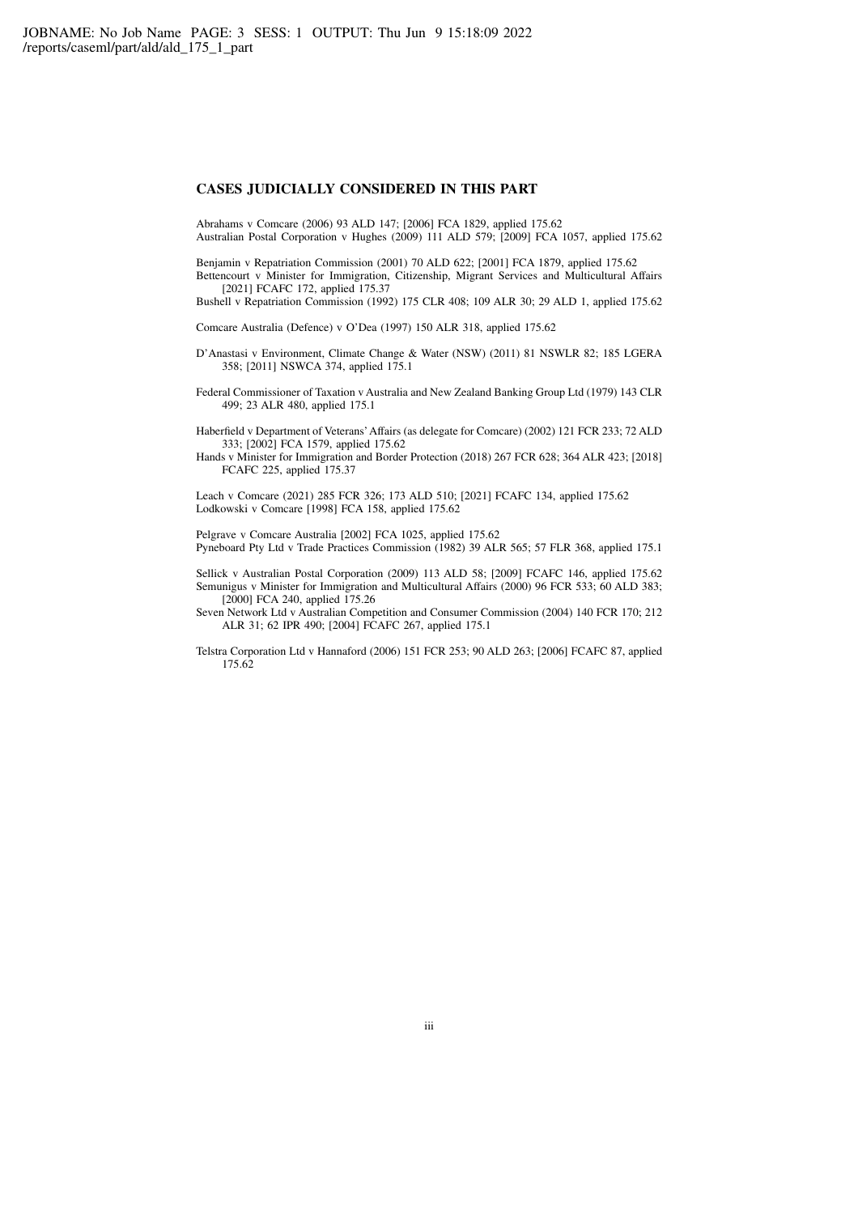## CASES JUDICIALLY CONSIDERED IN THIS PART

Abrahams v Comcare (2006) 93 ALD 147; [2006] FCA 1829, applied 175.62

Australian Postal Corporation v Hughes (2009) 111 ALD 579; [2009] FCA 1057, applied 175.62

Benjamin v Repatriation Commission (2001) 70 ALD 622; [2001] FCA 1879, applied 175.62

Bettencourt v Minister for Immigration, Citizenship, Migrant Services and Multicultural Affairs [2021] FCAFC 172, applied 175.37

Bushell v Repatriation Commission (1992) 175 CLR 408; 109 ALR 30; 29 ALD 1, applied 175.62

Comcare Australia (Defence) v O'Dea (1997) 150 ALR 318, applied 175.62

D'Anastasi v Environment, Climate Change & Water (NSW) (2011) 81 NSWLR 82; 185 LGERA 358; [2011] NSWCA 374, applied 175.1

Federal Commissioner of Taxation v Australia and New Zealand Banking Group Ltd (1979) 143 CLR 499; 23 ALR 480, applied 175.1

Haberfield v Department of Veterans' Affairs (as delegate for Comcare) (2002) 121 FCR 233; 72 ALD 333; [2002] FCA 1579, applied 175.62

Hands v Minister for Immigration and Border Protection (2018) 267 FCR 628; 364 ALR 423; [2018] FCAFC 225, applied 175.37

Leach v Comcare (2021) 285 FCR 326; 173 ALD 510; [2021] FCAFC 134, applied 175.62

Lodkowski v Comcare [1998] FCA 158, applied 175.62

Pelgrave v Comcare Australia [2002] FCA 1025, applied 175.62

Pyneboard Pty Ltd v Trade Practices Commission (1982) 39 ALR 565; 57 FLR 368, applied 175.1

Sellick v Australian Postal Corporation (2009) 113 ALD 58; [2009] FCAFC 146, applied 175.62

Semunigus v Minister for Immigration and Multicultural Affairs (2000) 96 FCR 533; 60 ALD 383; [2000] FCA 240, applied 175.26

Seven Network Ltd v Australian Competition and Consumer Commission (2004) 140 FCR 170; 212 ALR 31; 62 IPR 490; [2004] FCAFC 267, applied 175.1

Telstra Corporation Ltd v Hannaford (2006) 151 FCR 253; 90 ALD 263; [2006] FCAFC 87, applied 175.62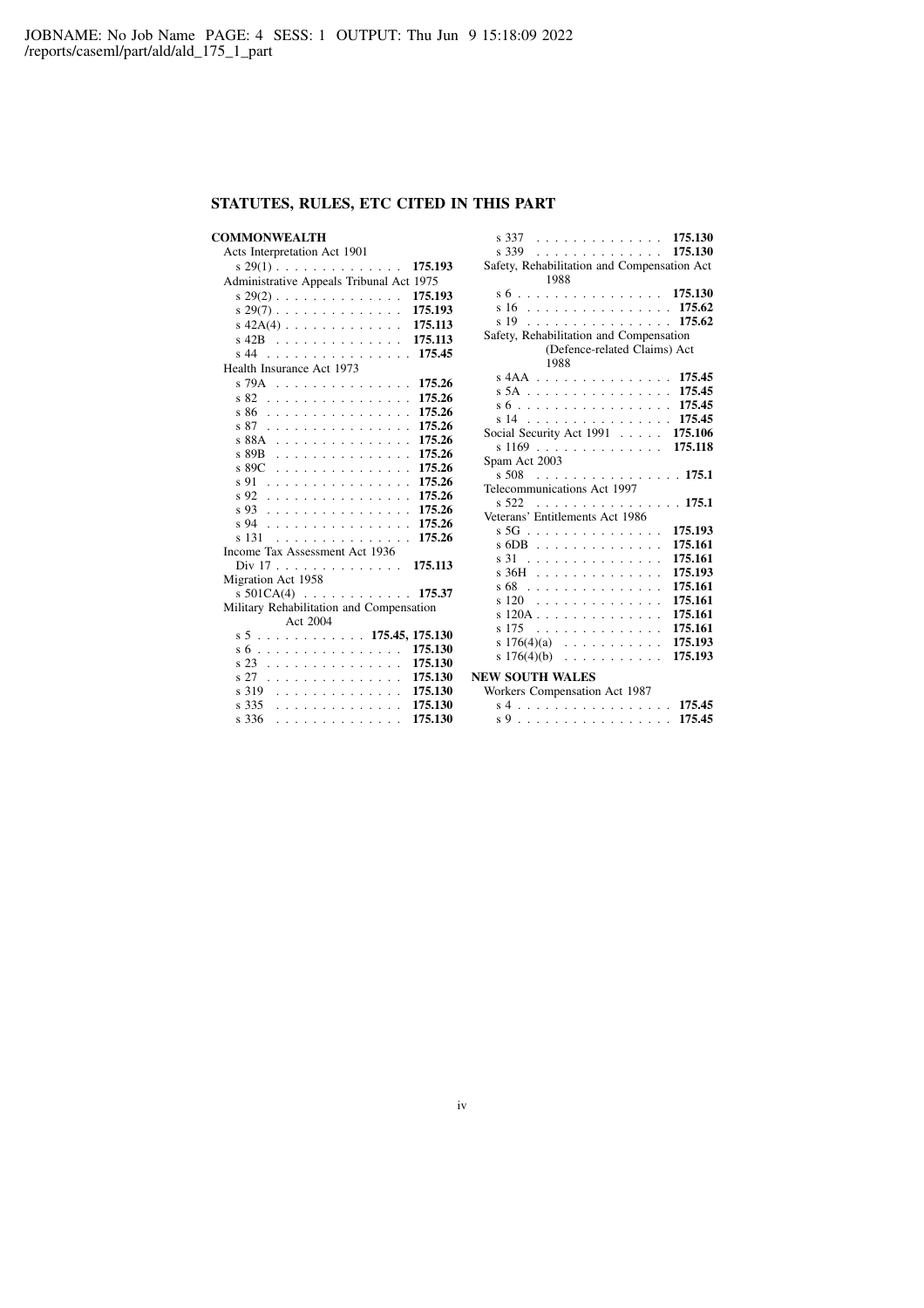## STATUTES, RULES, ETC CITED IN THIS PART

**COMMONWEALTH**

Acts Interpretation Act 1901
- s 29(1) . . . . . . . . . . . . . . **175.193**

Administrative Appeals Tribunal Act 1975
- s 29(2) . . . . . . . . . . . . . . **175.193**
- s 29(7) . . . . . . . . . . . . . . **175.193**
- s 42A(4) . . . . . . . . . . . . . **175.113**
- s 42B . . . . . . . . . . . . . . **175.113**
- s 44 . . . . . . . . . . . . . . . . **175.45**

Health Insurance Act 1973
- s 79A . . . . . . . . . . . . . . . **175.26**
- s 82 . . . . . . . . . . . . . . . . **175.26**
- s 86 . . . . . . . . . . . . . . . . **175.26**
- s 87 . . . . . . . . . . . . . . . . **175.26**
- s 88A . . . . . . . . . . . . . . . **175.26**
- s 89B . . . . . . . . . . . . . . . **175.26**
- s 89C . . . . . . . . . . . . . . . **175.26**
- s 91 . . . . . . . . . . . . . . . . **175.26**
- s 92 . . . . . . . . . . . . . . . . **175.26**
- s 93 . . . . . . . . . . . . . . . . **175.26**
- s 94 . . . . . . . . . . . . . . . . **175.26**
- s 131 . . . . . . . . . . . . . . . **175.26**

Income Tax Assessment Act 1936
- Div 17 . . . . . . . . . . . . . . **175.113**

Migration Act 1958
- s 501CA(4) . . . . . . . . . . . . **175.37**

Military Rehabilitation and Compensation Act 2004
- s 5 . . . . . . . . . . . . **175.45, 175.130**
- s 6 . . . . . . . . . . . . . . . . **175.130**
- s 23 . . . . . . . . . . . . . . . **175.130**
- s 27 . . . . . . . . . . . . . . . **175.130**
- s 319 . . . . . . . . . . . . . . **175.130**
- s 335 . . . . . . . . . . . . . . **175.130**
- s 336 . . . . . . . . . . . . . . **175.130**
- s 337 . . . . . . . . . . . . . . **175.130**
- s 339 . . . . . . . . . . . . . . **175.130**

Safety, Rehabilitation and Compensation Act 1988
- s 6 . . . . . . . . . . . . . . . . **175.130**
- s 16 . . . . . . . . . . . . . . . . **175.62**
- s 19 . . . . . . . . . . . . . . . . **175.62**

Safety, Rehabilitation and Compensation (Defence-related Claims) Act 1988
- s 4AA . . . . . . . . . . . . . . . **175.45**
- s 5A . . . . . . . . . . . . . . . . **175.45**
- s 6 . . . . . . . . . . . . . . . . . **175.45**
- s 14 . . . . . . . . . . . . . . . . **175.45**

Social Security Act 1991 . . . . . **175.106**
- s 1169 . . . . . . . . . . . . . . **175.118**

Spam Act 2003
- s 508 . . . . . . . . . . . . . . . . **175.1**

Telecommunications Act 1997
- s 522 . . . . . . . . . . . . . . . . **175.1**

Veterans' Entitlements Act 1986
- s 5G . . . . . . . . . . . . . . . **175.193**
- s 6DB . . . . . . . . . . . . . . **175.161**
- s 31 . . . . . . . . . . . . . . . **175.161**
- s 36H . . . . . . . . . . . . . . **175.193**
- s 68 . . . . . . . . . . . . . . . **175.161**
- s 120 . . . . . . . . . . . . . . **175.161**
- s 120A . . . . . . . . . . . . . . **175.161**
- s 175 . . . . . . . . . . . . . . **175.161**
- s 176(4)(a) . . . . . . . . . . . **175.193**
- s 176(4)(b) . . . . . . . . . . . **175.193**

**NEW SOUTH WALES**

Workers Compensation Act 1987
- s 4 . . . . . . . . . . . . . . . . . **175.45**
- s 9 . . . . . . . . . . . . . . . . . **175.45**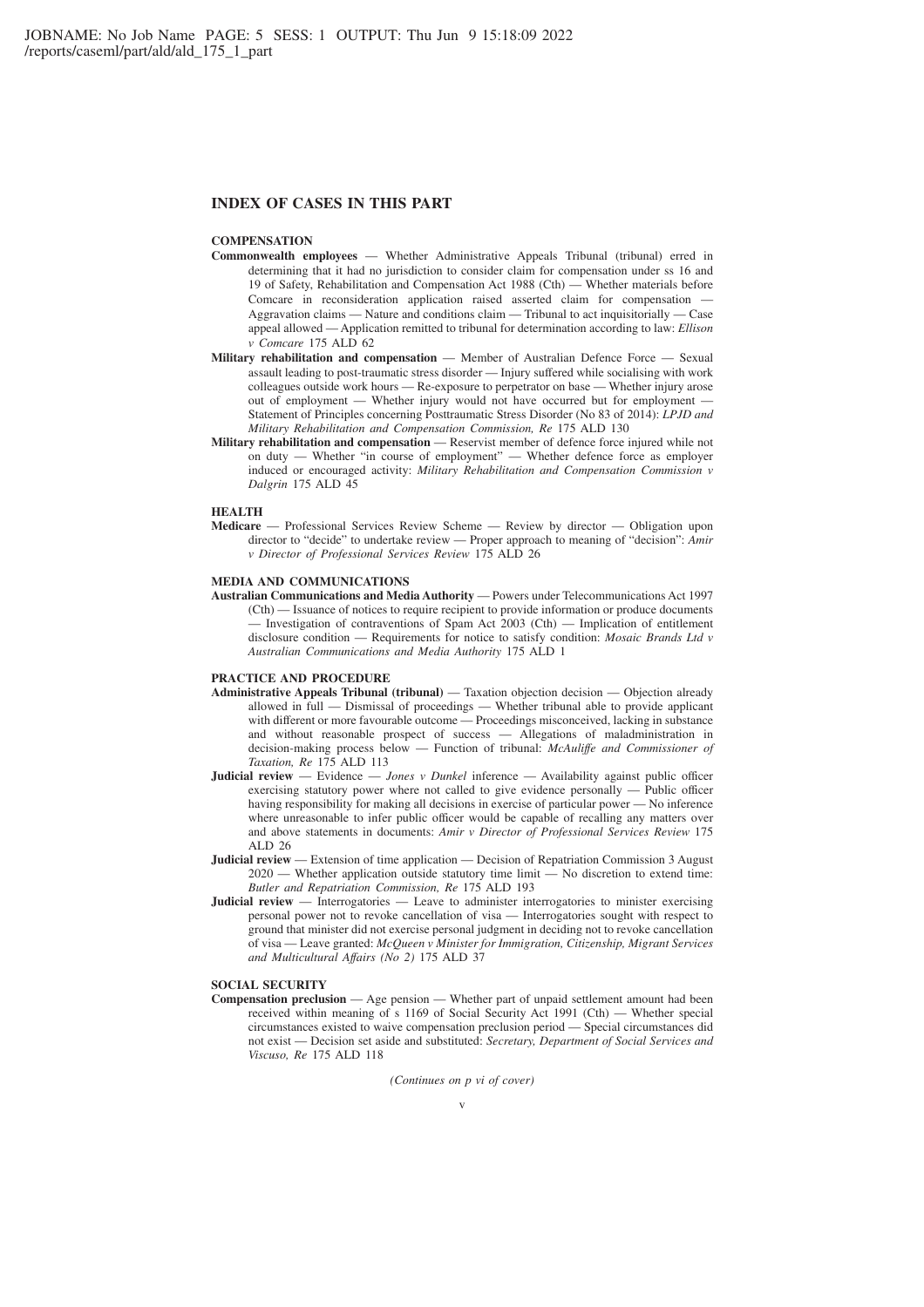## INDEX OF CASES IN THIS PART

### COMPENSATION

**Commonwealth employees** — Whether Administrative Appeals Tribunal (tribunal) erred in determining that it had no jurisdiction to consider claim for compensation under ss 16 and 19 of Safety, Rehabilitation and Compensation Act 1988 (Cth) — Whether materials before Comcare in reconsideration application raised asserted claim for compensation — Aggravation claims — Nature and conditions claim — Tribunal to act inquisitorially — Case appeal allowed — Application remitted to tribunal for determination according to law: *Ellison v Comcare* 175 ALD 62

**Military rehabilitation and compensation** — Member of Australian Defence Force — Sexual assault leading to post-traumatic stress disorder — Injury suffered while socialising with work colleagues outside work hours — Re-exposure to perpetrator on base — Whether injury arose out of employment — Whether injury would not have occurred but for employment — Statement of Principles concerning Posttraumatic Stress Disorder (No 83 of 2014): *LPJD and Military Rehabilitation and Compensation Commission, Re* 175 ALD 130

**Military rehabilitation and compensation** — Reservist member of defence force injured while not on duty — Whether "in course of employment" — Whether defence force as employer induced or encouraged activity: *Military Rehabilitation and Compensation Commission v Dalgrin* 175 ALD 45

### HEALTH

**Medicare** — Professional Services Review Scheme — Review by director — Obligation upon director to "decide" to undertake review — Proper approach to meaning of "decision": *Amir v Director of Professional Services Review* 175 ALD 26

### MEDIA AND COMMUNICATIONS

**Australian Communications and Media Authority** — Powers under Telecommunications Act 1997 (Cth) — Issuance of notices to require recipient to provide information or produce documents — Investigation of contraventions of Spam Act 2003 (Cth) — Implication of entitlement disclosure condition — Requirements for notice to satisfy condition: *Mosaic Brands Ltd v Australian Communications and Media Authority* 175 ALD 1

### PRACTICE AND PROCEDURE

**Administrative Appeals Tribunal (tribunal)** — Taxation objection decision — Objection already allowed in full — Dismissal of proceedings — Whether tribunal able to provide applicant with different or more favourable outcome — Proceedings misconceived, lacking in substance and without reasonable prospect of success — Allegations of maladministration in decision-making process below — Function of tribunal: *McAuliffe and Commissioner of Taxation, Re* 175 ALD 113

**Judicial review** — Evidence — *Jones v Dunkel* inference — Availability against public officer exercising statutory power where not called to give evidence personally — Public officer having responsibility for making all decisions in exercise of particular power — No inference where unreasonable to infer public officer would be capable of recalling any matters over and above statements in documents: *Amir v Director of Professional Services Review* 175 ALD 26

**Judicial review** — Extension of time application — Decision of Repatriation Commission 3 August 2020 — Whether application outside statutory time limit — No discretion to extend time: *Butler and Repatriation Commission, Re* 175 ALD 193

**Judicial review** — Interrogatories — Leave to administer interrogatories to minister exercising personal power not to revoke cancellation of visa — Interrogatories sought with respect to ground that minister did not exercise personal judgment in deciding not to revoke cancellation of visa — Leave granted: *McQueen v Minister for Immigration, Citizenship, Migrant Services and Multicultural Affairs (No 2)* 175 ALD 37

### SOCIAL SECURITY

**Compensation preclusion** — Age pension — Whether part of unpaid settlement amount had been received within meaning of s 1169 of Social Security Act 1991 (Cth) — Whether special circumstances existed to waive compensation preclusion period — Special circumstances did not exist — Decision set aside and substituted: *Secretary, Department of Social Services and Viscuso, Re* 175 ALD 118

*(Continues on p vi of cover)*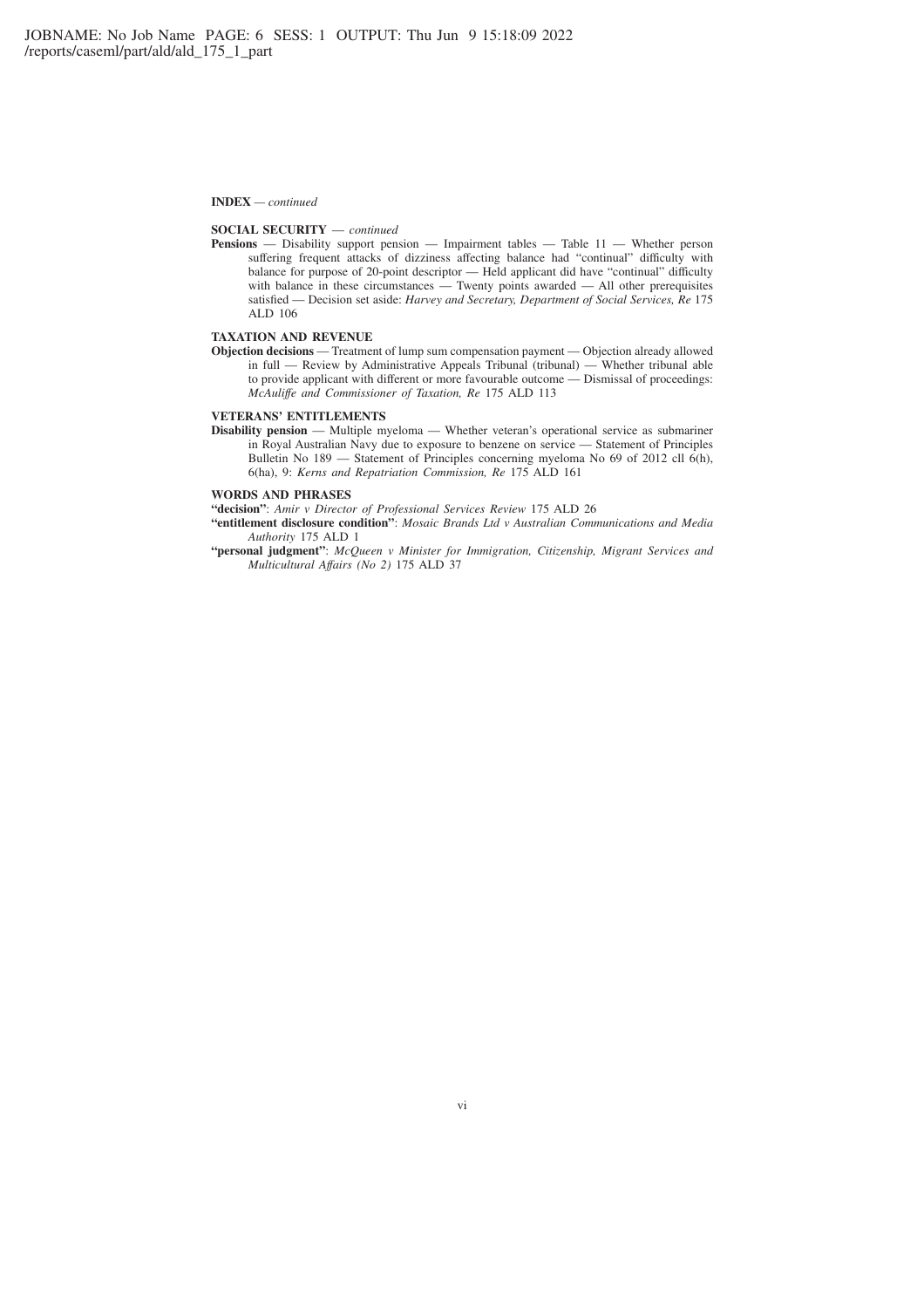**INDEX** — *continued*

**SOCIAL SECURITY** — *continued*

**Pensions** — Disability support pension — Impairment tables — Table 11 — Whether person suffering frequent attacks of dizziness affecting balance had "continual" difficulty with balance for purpose of 20-point descriptor — Held applicant did have "continual" difficulty with balance in these circumstances — Twenty points awarded — All other prerequisites satisfied — Decision set aside: *Harvey and Secretary, Department of Social Services, Re* 175 ALD 106

**TAXATION AND REVENUE**

**Objection decisions** — Treatment of lump sum compensation payment — Objection already allowed in full — Review by Administrative Appeals Tribunal (tribunal) — Whether tribunal able to provide applicant with different or more favourable outcome — Dismissal of proceedings: *McAuliffe and Commissioner of Taxation, Re* 175 ALD 113

**VETERANS' ENTITLEMENTS**

**Disability pension** — Multiple myeloma — Whether veteran's operational service as submariner in Royal Australian Navy due to exposure to benzene on service — Statement of Principles Bulletin No 189 — Statement of Principles concerning myeloma No 69 of 2012 cll 6(h), 6(ha), 9: *Kerns and Repatriation Commission, Re* 175 ALD 161

**WORDS AND PHRASES**

**"decision"**: *Amir v Director of Professional Services Review* 175 ALD 26

**"entitlement disclosure condition"**: *Mosaic Brands Ltd v Australian Communications and Media Authority* 175 ALD 1

**"personal judgment"**: *McQueen v Minister for Immigration, Citizenship, Migrant Services and Multicultural Affairs (No 2)* 175 ALD 37